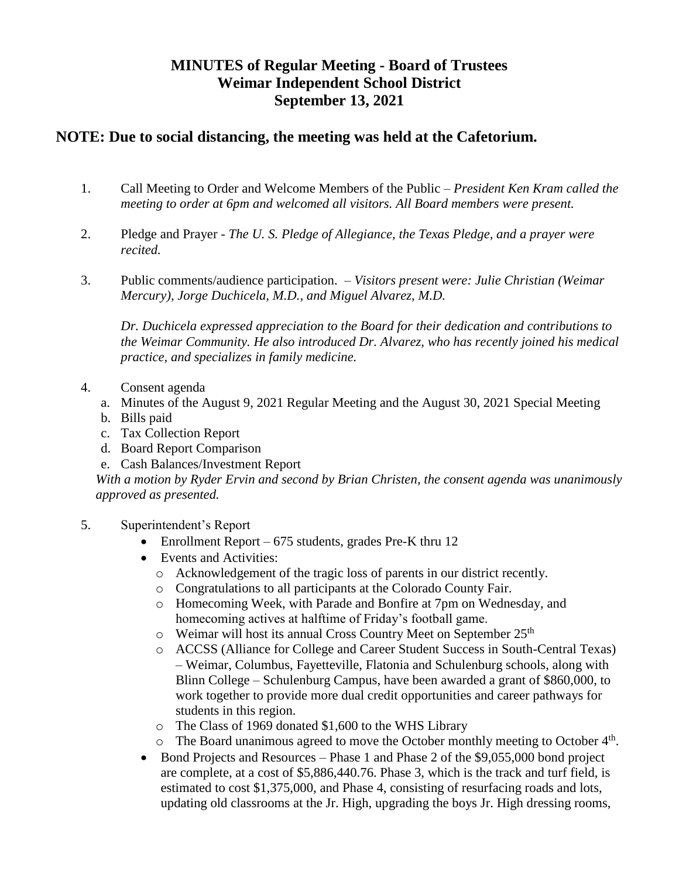# MINUTES of Regular Meeting - Board of Trustees
# Weimar Independent School District
# September 13, 2021

## NOTE: Due to social distancing, the meeting was held at the Cafetorium.

1. Call Meeting to Order and Welcome Members of the Public – *President Ken Kram called the meeting to order at 6pm and welcomed all visitors. All Board members were present.*

2. Pledge and Prayer - *The U. S. Pledge of Allegiance, the Texas Pledge, and a prayer were recited.*

3. Public comments/audience participation. – *Visitors present were: Julie Christian (Weimar Mercury), Jorge Duchicela, M.D., and Miguel Alvarez, M.D.*

   *Dr. Duchicela expressed appreciation to the Board for their dedication and contributions to the Weimar Community. He also introduced Dr. Alvarez, who has recently joined his medical practice, and specializes in family medicine.*

4. Consent agenda
   a. Minutes of the August 9, 2021 Regular Meeting and the August 30, 2021 Special Meeting
   b. Bills paid
   c. Tax Collection Report
   d. Board Report Comparison
   e. Cash Balances/Investment Report

   *With a motion by Ryder Ervin and second by Brian Christen, the consent agenda was unanimously approved as presented.*

5. Superintendent's Report
   - Enrollment Report – 675 students, grades Pre-K thru 12
   - Events and Activities:
     - Acknowledgement of the tragic loss of parents in our district recently.
     - Congratulations to all participants at the Colorado County Fair.
     - Homecoming Week, with Parade and Bonfire at 7pm on Wednesday, and homecoming actives at halftime of Friday's football game.
     - Weimar will host its annual Cross Country Meet on September 25th
     - ACCSS (Alliance for College and Career Student Success in South-Central Texas) – Weimar, Columbus, Fayetteville, Flatonia and Schulenburg schools, along with Blinn College – Schulenburg Campus, have been awarded a grant of $860,000, to work together to provide more dual credit opportunities and career pathways for students in this region.
     - The Class of 1969 donated $1,600 to the WHS Library
     - The Board unanimous agreed to move the October monthly meeting to October 4th.
   - Bond Projects and Resources – Phase 1 and Phase 2 of the $9,055,000 bond project are complete, at a cost of $5,886,440.76. Phase 3, which is the track and turf field, is estimated to cost $1,375,000, and Phase 4, consisting of resurfacing roads and lots, updating old classrooms at the Jr. High, upgrading the boys Jr. High dressing rooms,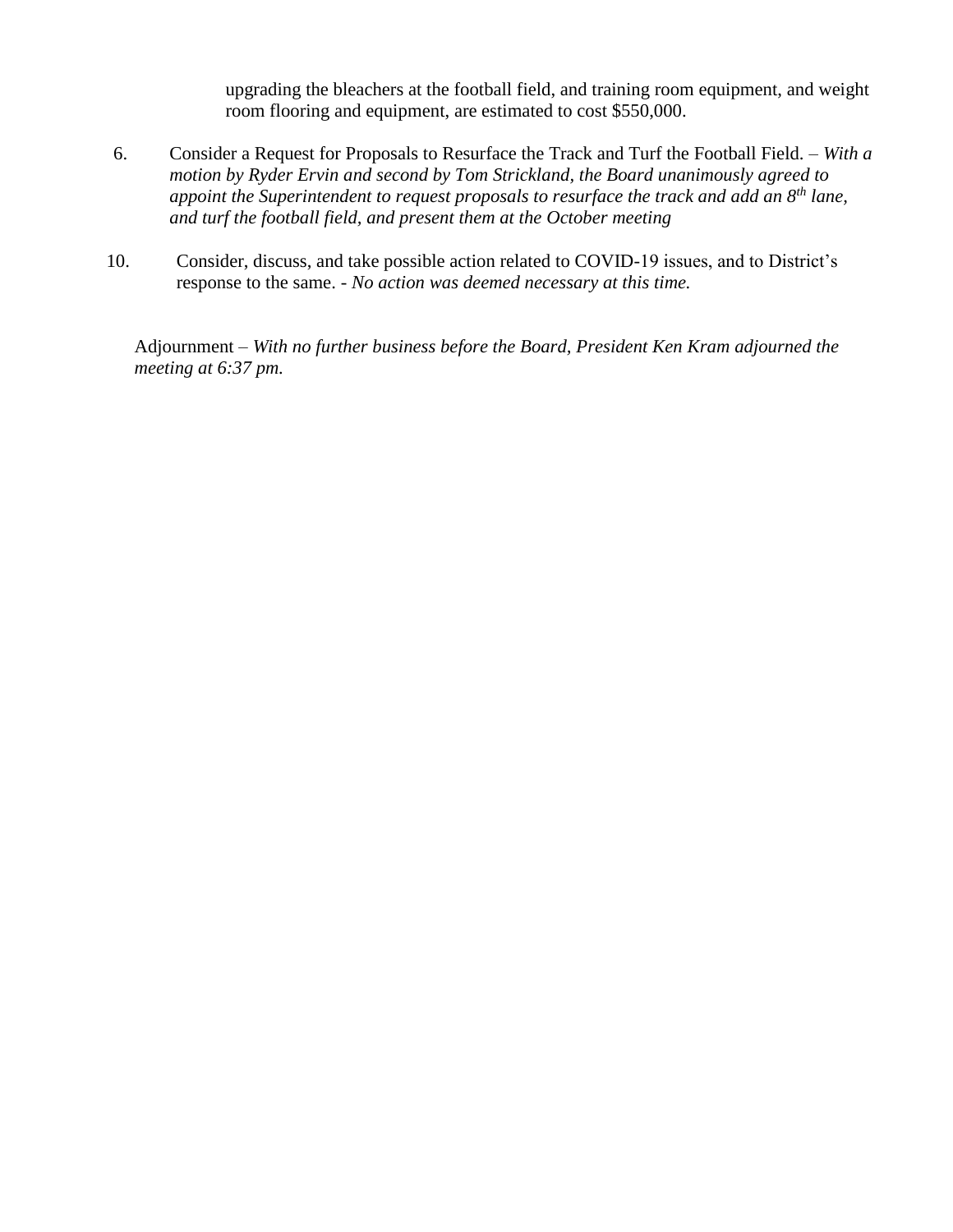upgrading the bleachers at the football field, and training room equipment, and weight room flooring and equipment, are estimated to cost $550,000.

6. Consider a Request for Proposals to Resurface the Track and Turf the Football Field. – *With a motion by Ryder Ervin and second by Tom Strickland, the Board unanimously agreed to appoint the Superintendent to request proposals to resurface the track and add an 8th lane, and turf the football field, and present them at the October meeting*

10. Consider, discuss, and take possible action related to COVID-19 issues, and to District's response to the same. - *No action was deemed necessary at this time.*

Adjournment – *With no further business before the Board, President Ken Kram adjourned the meeting at 6:37 pm.*